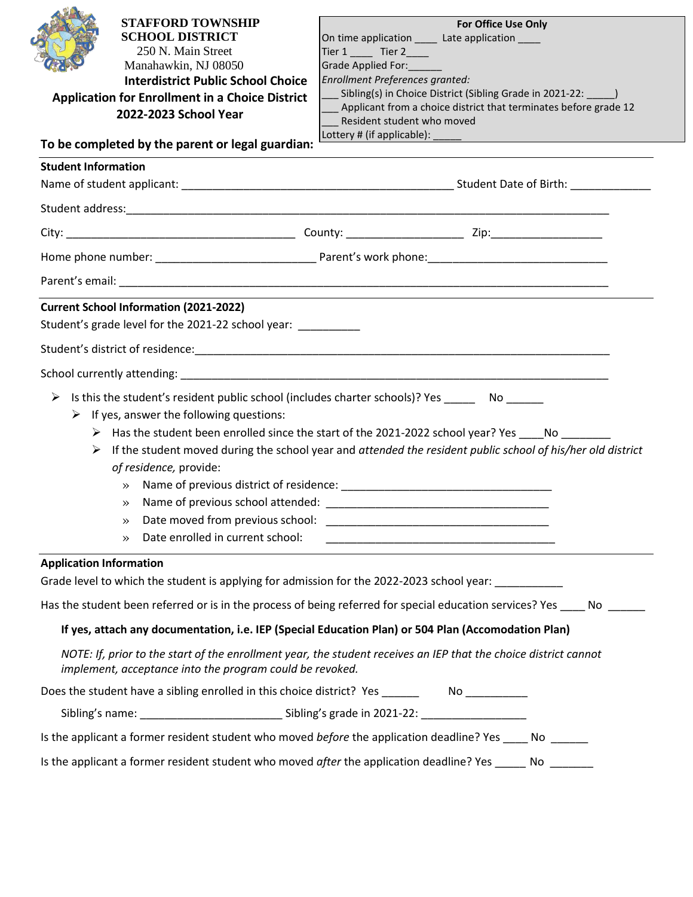**STAFFORD TOWNSHIP SCHOOL DISTRICT**
250 N. Main Street
Manahawkin, NJ 08050

**Interdistrict Public School Choice**
**Application for Enrollment in a Choice District**
**2022-2023 School Year**

**For Office Use Only**
On time application ____ Late application ____
Tier 1 ____ Tier 2____
Grade Applied For:______
*Enrollment Preferences granted:*
___ Sibling(s) in Choice District (Sibling Grade in 2021-22: _____)
___ Applicant from a choice district that terminates before grade 12
___ Resident student who moved
Lottery # (if applicable): _____

**To be completed by the parent or legal guardian:**

**Student Information**

Name of student applicant: ____________________________________________ Student Date of Birth: _____________

Student address:________________________________________________________________________________

City: _____________________________________ County: ___________________ Zip:__________________

Home phone number: __________________________ Parent's work phone:_____________________________

Parent's email: __________________________________________________________________________________

**Current School Information (2021-2022)**

Student's grade level for the 2021-22 school year: __________

Student's district of residence:_____________________________________________________________________

School currently attending: _______________________________________________________________________

- Is this the student's resident public school (includes charter schools)? Yes _____ No ______
  - If yes, answer the following questions:
    - Has the student been enrolled since the start of the 2021-2022 school year? Yes ____No ________
    - If the student moved during the school year and *attended the resident public school of his/her old district of residence,* provide:
      - Name of previous district of residence: __________________________________
      - Name of previous school attended: ____________________________________
      - Date moved from previous school: ____________________________________
      - Date enrolled in current school: _____________________________________

**Application Information**

Grade level to which the student is applying for admission for the 2022-2023 school year: ___________

Has the student been referred or is in the process of being referred for special education services? Yes ____ No ______

**If yes, attach any documentation, i.e. IEP (Special Education Plan) or 504 Plan (Accomodation Plan)**

*NOTE: If, prior to the start of the enrollment year, the student receives an IEP that the choice district cannot implement, acceptance into the program could be revoked.*

Does the student have a sibling enrolled in this choice district? Yes ______ No __________

Sibling's name: ______________________ Sibling's grade in 2021-22: ________________

Is the applicant a former resident student who moved *before* the application deadline? Yes ____ No ______

Is the applicant a former resident student who moved *after* the application deadline? Yes _____ No _______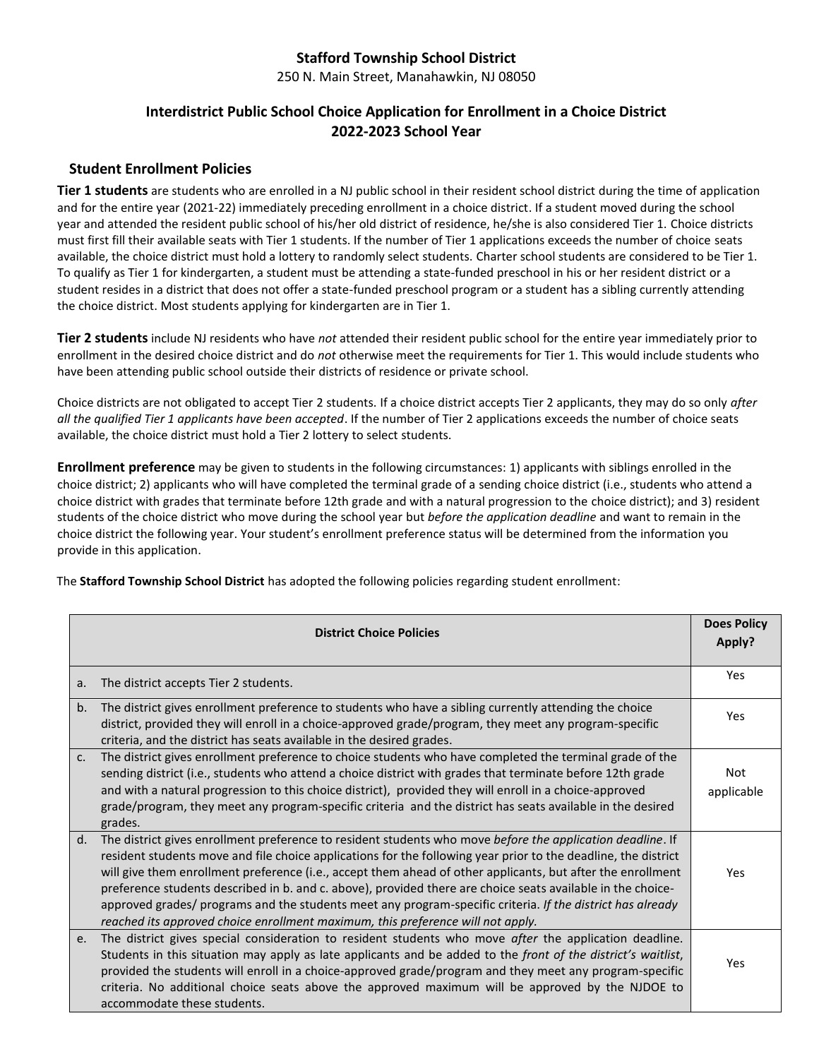**Stafford Township School District**

250 N. Main Street, Manahawkin, NJ 08050

## Interdistrict Public School Choice Application for Enrollment in a Choice District 2022-2023 School Year

### Student Enrollment Policies

**Tier 1 students** are students who are enrolled in a NJ public school in their resident school district during the time of application and for the entire year (2021-22) immediately preceding enrollment in a choice district. If a student moved during the school year and attended the resident public school of his/her old district of residence, he/she is also considered Tier 1. Choice districts must first fill their available seats with Tier 1 students. If the number of Tier 1 applications exceeds the number of choice seats available, the choice district must hold a lottery to randomly select students. Charter school students are considered to be Tier 1. To qualify as Tier 1 for kindergarten, a student must be attending a state-funded preschool in his or her resident district or a student resides in a district that does not offer a state-funded preschool program or a student has a sibling currently attending the choice district. Most students applying for kindergarten are in Tier 1.

**Tier 2 students** include NJ residents who have *not* attended their resident public school for the entire year immediately prior to enrollment in the desired choice district and do *not* otherwise meet the requirements for Tier 1. This would include students who have been attending public school outside their districts of residence or private school.

Choice districts are not obligated to accept Tier 2 students. If a choice district accepts Tier 2 applicants, they may do so only *after all the qualified Tier 1 applicants have been accepted*. If the number of Tier 2 applications exceeds the number of choice seats available, the choice district must hold a Tier 2 lottery to select students.

**Enrollment preference** may be given to students in the following circumstances: 1) applicants with siblings enrolled in the choice district; 2) applicants who will have completed the terminal grade of a sending choice district (i.e., students who attend a choice district with grades that terminate before 12th grade and with a natural progression to the choice district); and 3) resident students of the choice district who move during the school year but *before the application deadline* and want to remain in the choice district the following year. Your student's enrollment preference status will be determined from the information you provide in this application.

The **Stafford Township School District** has adopted the following policies regarding student enrollment:

| District Choice Policies | Does Policy Apply? |
|---|---|
| a. The district accepts Tier 2 students. | Yes |
| b. The district gives enrollment preference to students who have a sibling currently attending the choice district, provided they will enroll in a choice-approved grade/program, they meet any program-specific criteria, and the district has seats available in the desired grades. | Yes |
| c. The district gives enrollment preference to choice students who have completed the terminal grade of the sending district (i.e., students who attend a choice district with grades that terminate before 12th grade and with a natural progression to this choice district), provided they will enroll in a choice-approved grade/program, they meet any program-specific criteria and the district has seats available in the desired grades. | Not applicable |
| d. The district gives enrollment preference to resident students who move *before the application deadline*. If resident students move and file choice applications for the following year prior to the deadline, the district will give them enrollment preference (i.e., accept them ahead of other applicants, but after the enrollment preference students described in b. and c. above), provided there are choice seats available in the choice-approved grades/ programs and the students meet any program-specific criteria. *If the district has already reached its approved choice enrollment maximum, this preference will not apply.* | Yes |
| e. The district gives special consideration to resident students who move *after* the application deadline. Students in this situation may apply as late applicants and be added to the *front of the district's waitlist*, provided the students will enroll in a choice-approved grade/program and they meet any program-specific criteria. No additional choice seats above the approved maximum will be approved by the NJDOE to accommodate these students. | Yes |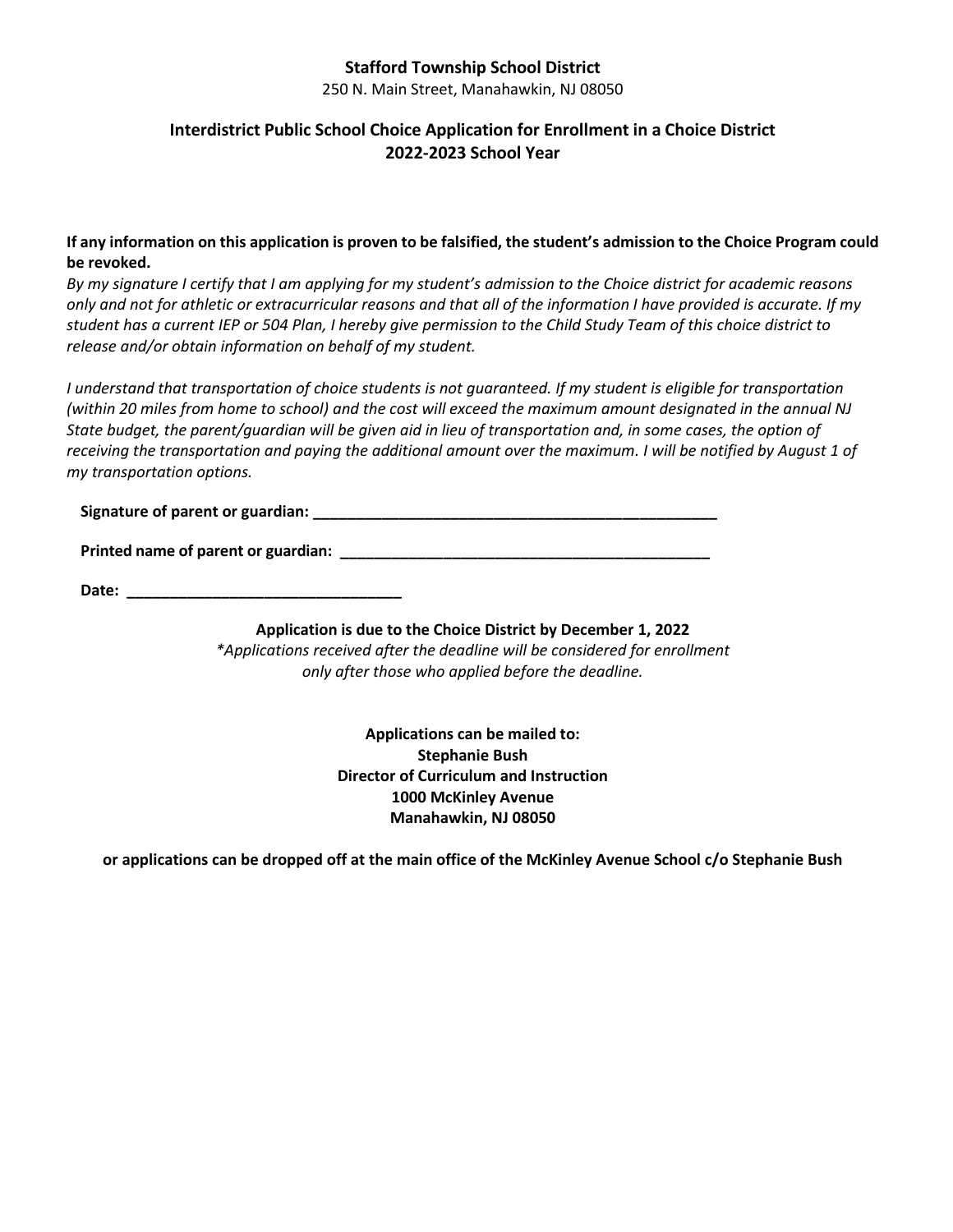**Stafford Township School District**

250 N. Main Street, Manahawkin, NJ 08050

## Interdistrict Public School Choice Application for Enrollment in a Choice District 2022-2023 School Year

**If any information on this application is proven to be falsified, the student's admission to the Choice Program could be revoked.**

*By my signature I certify that I am applying for my student's admission to the Choice district for academic reasons only and not for athletic or extracurricular reasons and that all of the information I have provided is accurate. If my student has a current IEP or 504 Plan, I hereby give permission to the Child Study Team of this choice district to release and/or obtain information on behalf of my student.*

*I understand that transportation of choice students is not guaranteed. If my student is eligible for transportation (within 20 miles from home to school) and the cost will exceed the maximum amount designated in the annual NJ State budget, the parent/guardian will be given aid in lieu of transportation and, in some cases, the option of receiving the transportation and paying the additional amount over the maximum. I will be notified by August 1 of my transportation options.*

**Signature of parent or guardian:** _________________________________________________

**Printed name of parent or guardian:** ____________________________________________

**Date:** ________________________________

**Application is due to the Choice District by December 1, 2022**

*\*Applications received after the deadline will be considered for enrollment only after those who applied before the deadline.*

**Applications can be mailed to:**
**Stephanie Bush**
**Director of Curriculum and Instruction**
**1000 McKinley Avenue**
**Manahawkin, NJ 08050**

**or applications can be dropped off at the main office of the McKinley Avenue School c/o Stephanie Bush**